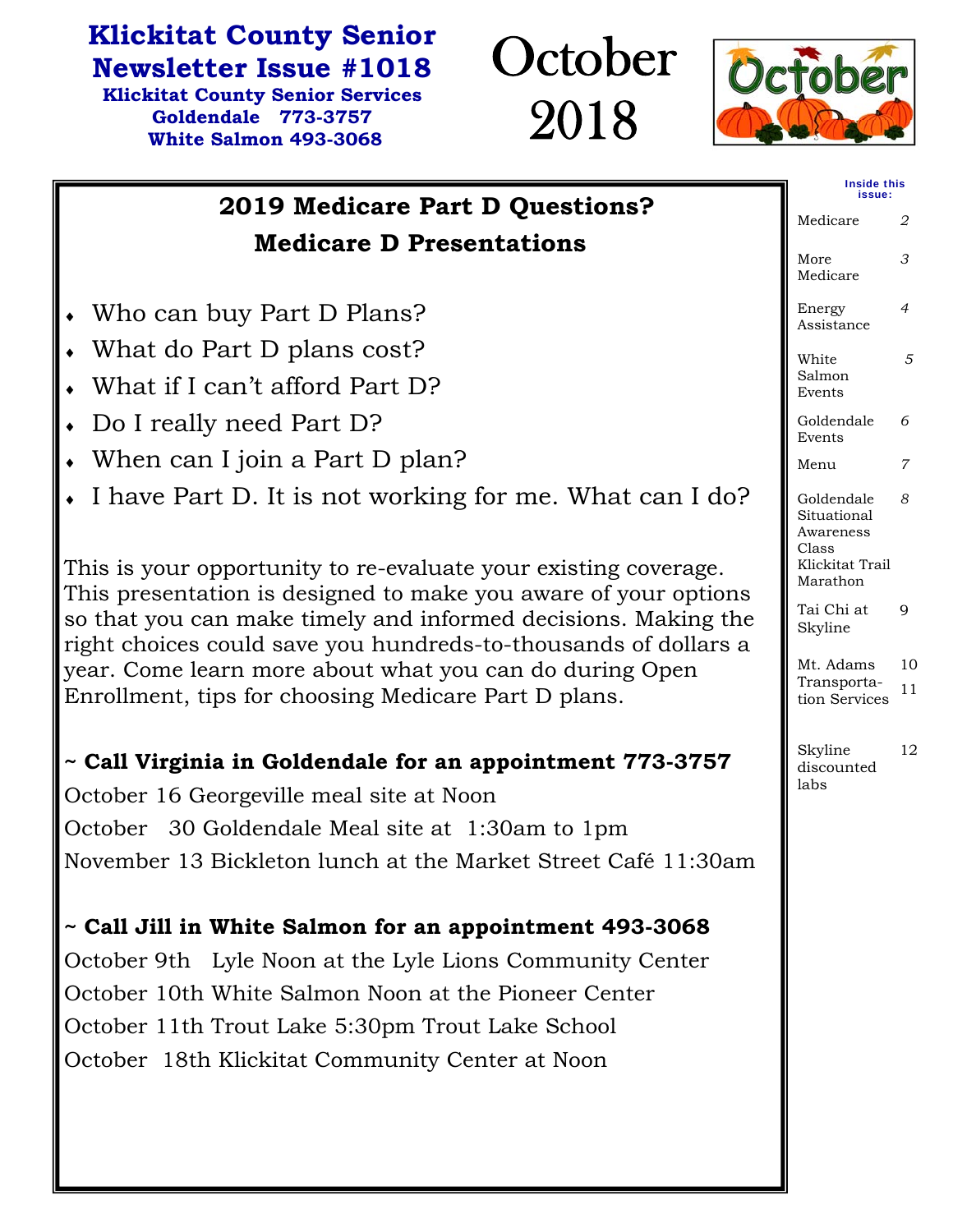# Klickitat County Senior Newsletter Issue #1018

**Klickitat County Senior Services**
**Goldendale 773-3757**
**White Salmon 493-3068**

# October 2018

**Inside this issue:**

| | |
|---|---|
| Medicare | 2 |
| More Medicare | 3 |
| Energy Assistance | 4 |
| White Salmon Events | 5 |
| Goldendale Events | 6 |
| Menu | 7 |
| Goldendale Situational Awareness Class Klickitat Trail Marathon | 8 |
| Tai Chi at Skyline | 9 |
| Mt. Adams Transportation Services | 10 11 |
| Skyline discounted labs | 12 |

## 2019 Medicare Part D Questions?
## Medicare D Presentations

- Who can buy Part D Plans?
- What do Part D plans cost?
- What if I can't afford Part D?
- Do I really need Part D?
- When can I join a Part D plan?
- I have Part D. It is not working for me. What can I do?

This is your opportunity to re-evaluate your existing coverage. This presentation is designed to make you aware of your options so that you can make timely and informed decisions. Making the right choices could save you hundreds-to-thousands of dollars a year. Come learn more about what you can do during Open Enrollment, tips for choosing Medicare Part D plans.

**~ Call Virginia in Goldendale for an appointment 773-3757**

October 16 Georgeville meal site at Noon

October 30 Goldendale Meal site at 1:30am to 1pm

November 13 Bickleton lunch at the Market Street Café 11:30am

**~ Call Jill in White Salmon for an appointment 493-3068**

October 9th Lyle Noon at the Lyle Lions Community Center

October 10th White Salmon Noon at the Pioneer Center

October 11th Trout Lake 5:30pm Trout Lake School

October 18th Klickitat Community Center at Noon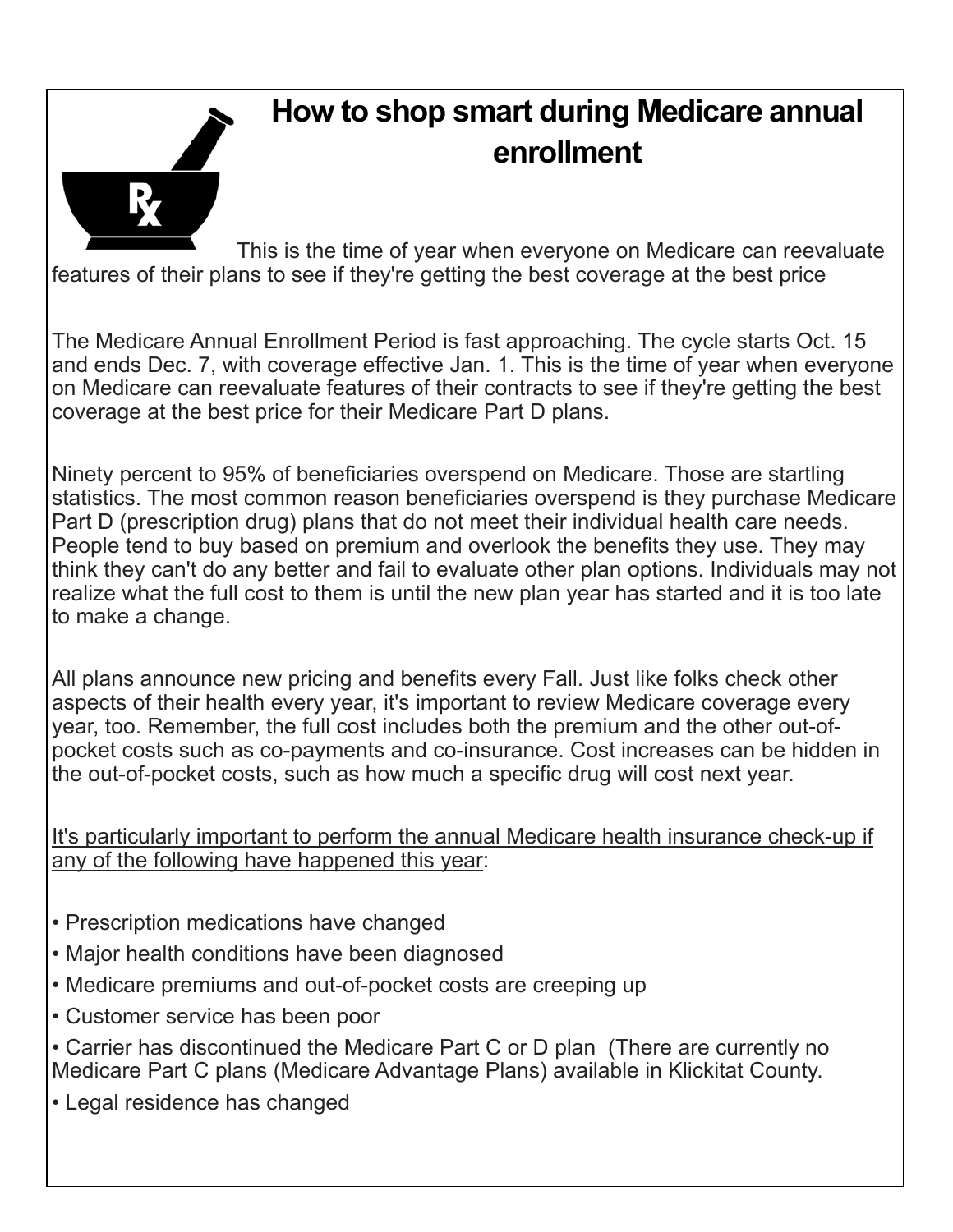# How to shop smart during Medicare annual enrollment

This is the time of year when everyone on Medicare can reevaluate features of their plans to see if they're getting the best coverage at the best price

The Medicare Annual Enrollment Period is fast approaching. The cycle starts Oct. 15 and ends Dec. 7, with coverage effective Jan. 1. This is the time of year when everyone on Medicare can reevaluate features of their contracts to see if they're getting the best coverage at the best price for their Medicare Part D plans.

Ninety percent to 95% of beneficiaries overspend on Medicare. Those are startling statistics. The most common reason beneficiaries overspend is they purchase Medicare Part D (prescription drug) plans that do not meet their individual health care needs. People tend to buy based on premium and overlook the benefits they use. They may think they can't do any better and fail to evaluate other plan options. Individuals may not realize what the full cost to them is until the new plan year has started and it is too late to make a change.

All plans announce new pricing and benefits every Fall. Just like folks check other aspects of their health every year, it's important to review Medicare coverage every year, too. Remember, the full cost includes both the premium and the other out-of-pocket costs such as co-payments and co-insurance. Cost increases can be hidden in the out-of-pocket costs, such as how much a specific drug will cost next year.

<u>It's particularly important to perform the annual Medicare health insurance check-up if any of the following have happened this year</u>:

- Prescription medications have changed
- Major health conditions have been diagnosed
- Medicare premiums and out-of-pocket costs are creeping up
- Customer service has been poor
- Carrier has discontinued the Medicare Part C or D plan (There are currently no Medicare Part C plans (Medicare Advantage Plans) available in Klickitat County.
- Legal residence has changed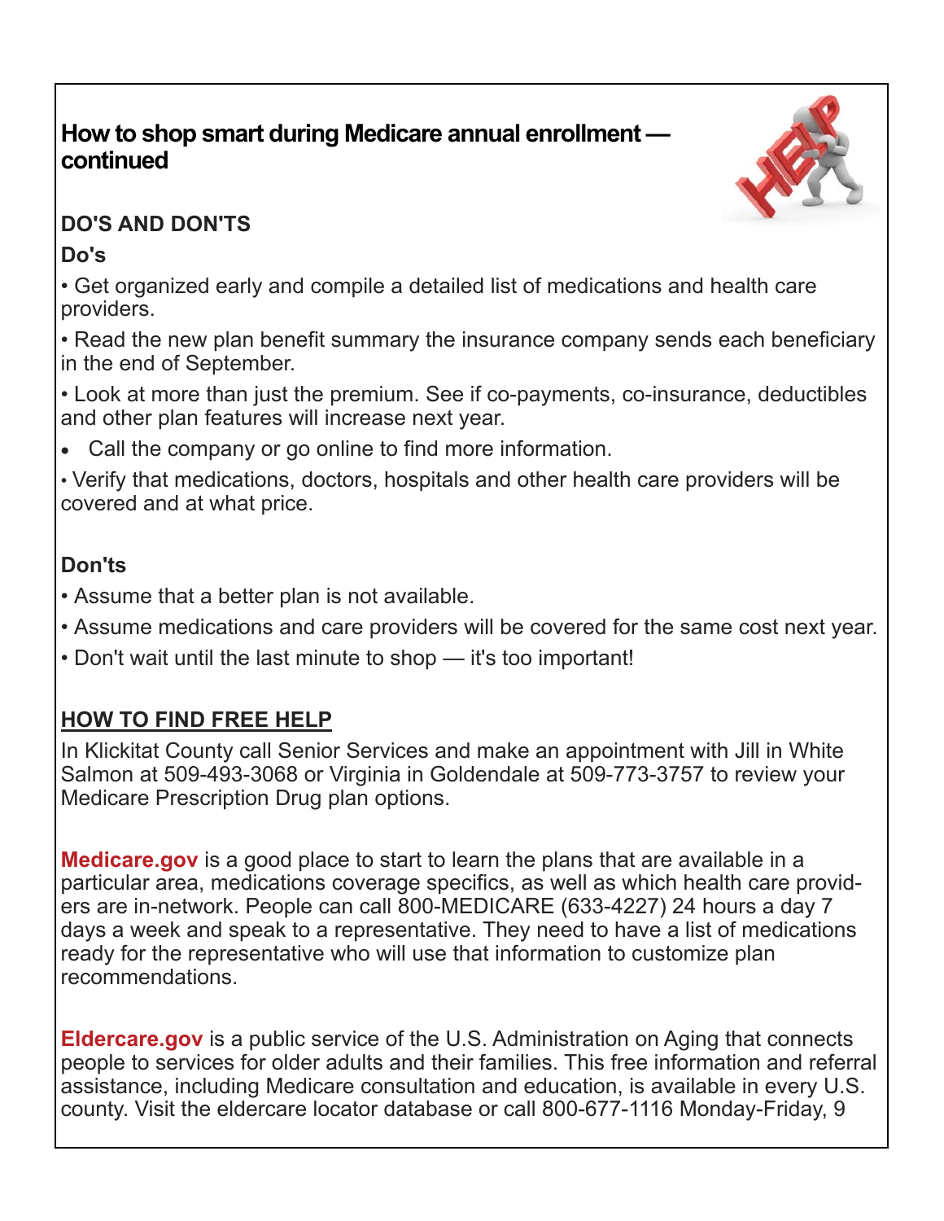## How to shop smart during Medicare annual enrollment — continued

### DO'S AND DON'TS

**Do's**

- Get organized early and compile a detailed list of medications and health care providers.
- Read the new plan benefit summary the insurance company sends each beneficiary in the end of September.
- Look at more than just the premium. See if co-payments, co-insurance, deductibles and other plan features will increase next year.
- Call the company or go online to find more information.
- Verify that medications, doctors, hospitals and other health care providers will be covered and at what price.

**Don'ts**

- Assume that a better plan is not available.
- Assume medications and care providers will be covered for the same cost next year.
- Don't wait until the last minute to shop — it's too important!

### HOW TO FIND FREE HELP

In Klickitat County call Senior Services and make an appointment with Jill in White Salmon at 509-493-3068 or Virginia in Goldendale at 509-773-3757 to review your Medicare Prescription Drug plan options.

**Medicare.gov** is a good place to start to learn the plans that are available in a particular area, medications coverage specifics, as well as which health care providers are in-network. People can call 800-MEDICARE (633-4227) 24 hours a day 7 days a week and speak to a representative. They need to have a list of medications ready for the representative who will use that information to customize plan recommendations.

**Eldercare.gov** is a public service of the U.S. Administration on Aging that connects people to services for older adults and their families. This free information and referral assistance, including Medicare consultation and education, is available in every U.S. county. Visit the eldercare locator database or call 800-677-1116 Monday-Friday, 9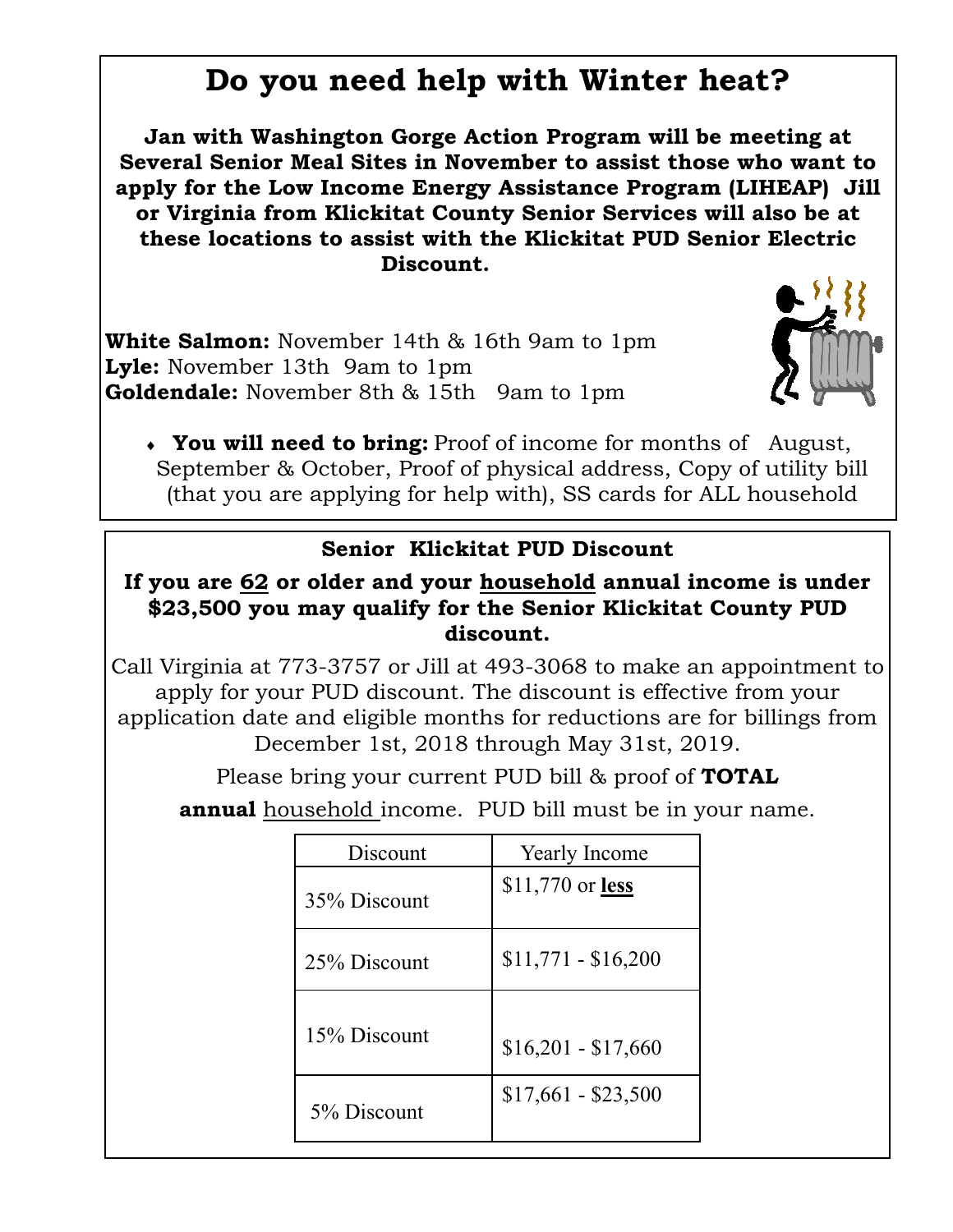# Do you need help with Winter heat?

**Jan with Washington Gorge Action Program will be meeting at Several Senior Meal Sites in November to assist those who want to apply for the Low Income Energy Assistance Program (LIHEAP) Jill or Virginia from Klickitat County Senior Services will also be at these locations to assist with the Klickitat PUD Senior Electric Discount.**

**White Salmon:** November 14th & 16th 9am to 1pm
**Lyle:** November 13th 9am to 1pm
**Goldendale:** November 8th & 15th 9am to 1pm

- **You will need to bring:** Proof of income for months of August, September & October, Proof of physical address, Copy of utility bill (that you are applying for help with), SS cards for ALL household

## Senior Klickitat PUD Discount

**If you are 62 or older and your household annual income is under $23,500 you may qualify for the Senior Klickitat County PUD discount.**

Call Virginia at 773-3757 or Jill at 493-3068 to make an appointment to apply for your PUD discount. The discount is effective from your application date and eligible months for reductions are for billings from December 1st, 2018 through May 31st, 2019.

Please bring your current PUD bill & proof of **TOTAL annual** household income. PUD bill must be in your name.

| Discount | Yearly Income |
| --- | --- |
| 35% Discount | $11,770 or **less** |
| 25% Discount | $11,771 - $16,200 |
| 15% Discount | $16,201 - $17,660 |
| 5% Discount | $17,661 - $23,500 |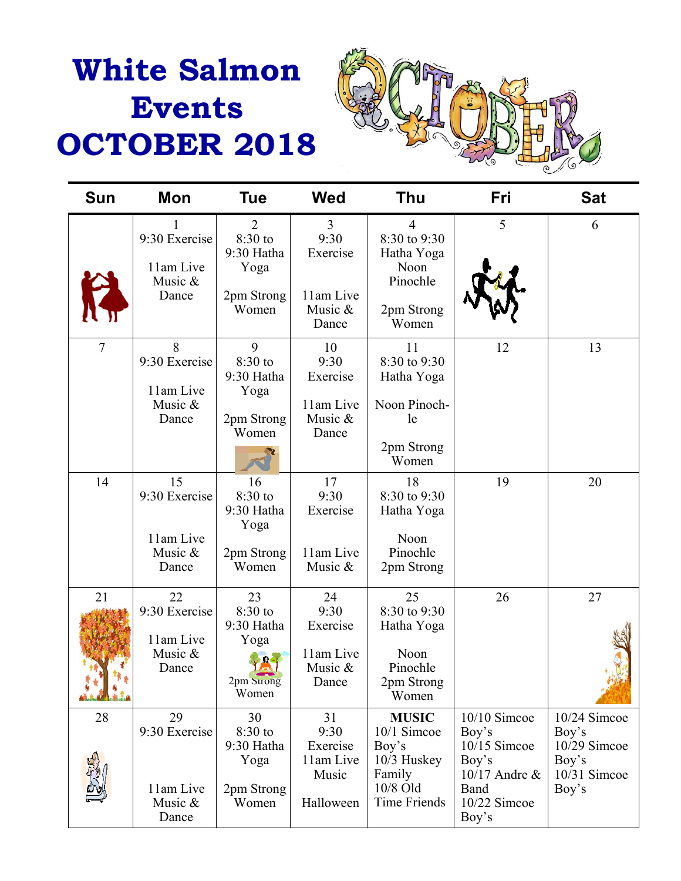# White Salmon Events OCTOBER 2018

| Sun | Mon | Tue | Wed | Thu | Fri | Sat |
|---|---|---|---|---|---|---|
| | 1<br>9:30 Exercise<br>11am Live Music & Dance | 2<br>8:30 to 9:30 Hatha Yoga<br>2pm Strong Women | 3<br>9:30 Exercise<br>11am Live Music & Dance | 4<br>8:30 to 9:30 Hatha Yoga<br>Noon Pinochle<br>2pm Strong Women | 5 | 6 |
| 7 | 8<br>9:30 Exercise<br>11am Live Music & Dance | 9<br>8:30 to 9:30 Hatha Yoga<br>2pm Strong Women | 10<br>9:30 Exercise<br>11am Live Music & Dance | 11<br>8:30 to 9:30 Hatha Yoga<br>Noon Pinoch-le<br>2pm Strong Women | 12 | 13 |
| 14 | 15<br>9:30 Exercise<br>11am Live Music & Dance | 16<br>8:30 to 9:30 Hatha Yoga<br>2pm Strong Women | 17<br>9:30 Exercise<br>11am Live Music & | 18<br>8:30 to 9:30 Hatha Yoga<br>Noon Pinochle<br>2pm Strong | 19 | 20 |
| 21 | 22<br>9:30 Exercise<br>11am Live Music & Dance | 23<br>8:30 to 9:30 Hatha Yoga<br>2pm Strong Women | 24<br>9:30 Exercise<br>11am Live Music & Dance | 25<br>8:30 to 9:30 Hatha Yoga<br>Noon Pinochle<br>2pm Strong Women | 26 | 27 |
| 28 | 29<br>9:30 Exercise<br>11am Live Music & Dance | 30<br>8:30 to 9:30 Hatha Yoga<br>2pm Strong Women | 31<br>9:30 Exercise<br>11am Live Music<br>Halloween | **MUSIC**<br>10/1 Simcoe Boy's<br>10/3 Huskey Family<br>10/8 Old Time Friends | 10/10 Simcoe Boy's<br>10/15 Simcoe Boy's<br>10/17 Andre & Band<br>10/22 Simcoe Boy's | 10/24 Simcoe Boy's<br>10/29 Simcoe Boy's<br>10/31 Simcoe Boy's |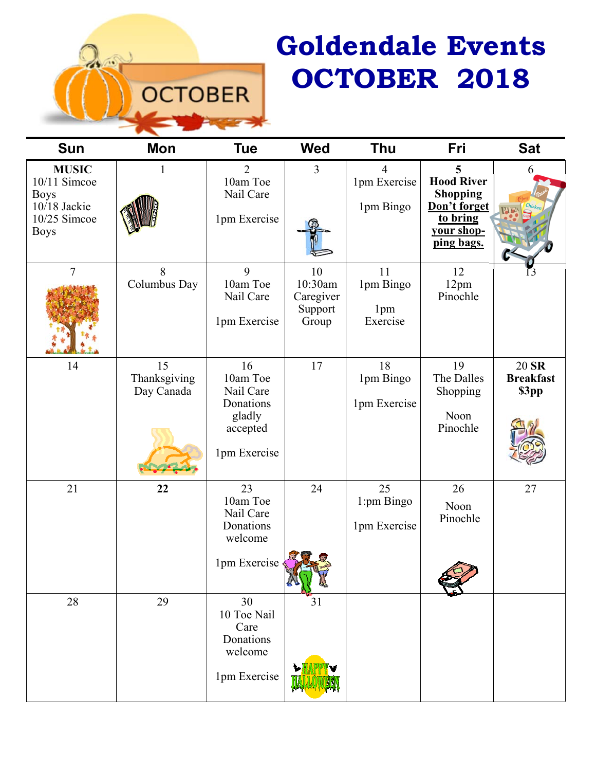# Goldendale Events OCTOBER 2018

| Sun | Mon | Tue | Wed | Thu | Fri | Sat |
|---|---|---|---|---|---|---|
| **MUSIC** 10/11 Simcoe Boys 10/18 Jackie 10/25 Simcoe Boys | 1 | 2 10am Toe Nail Care 1pm Exercise | 3 | 4 1pm Exercise 1pm Bingo | **5 Hood River Shopping** **Don't forget to bring your shopping bags.** | 6 |
| 7 | 8 Columbus Day | 9 10am Toe Nail Care 1pm Exercise | 10 10:30am Caregiver Support Group | 11 1pm Bingo 1pm Exercise | 12 12pm Pinochle | 13 |
| 14 | 15 Thanksgiving Day Canada | 16 10am Toe Nail Care Donations gladly accepted 1pm Exercise | 17 | 18 1pm Bingo 1pm Exercise | 19 The Dalles Shopping Noon Pinochle | 20 **SR Breakfast $3pp** |
| 21 | **22** | 23 10am Toe Nail Care Donations welcome 1pm Exercise | 24 | 25 1:pm Bingo 1pm Exercise | 26 Noon Pinochle | 27 |
| 28 | 29 | 30 10 Toe Nail Care Donations welcome 1pm Exercise | 31 | | | |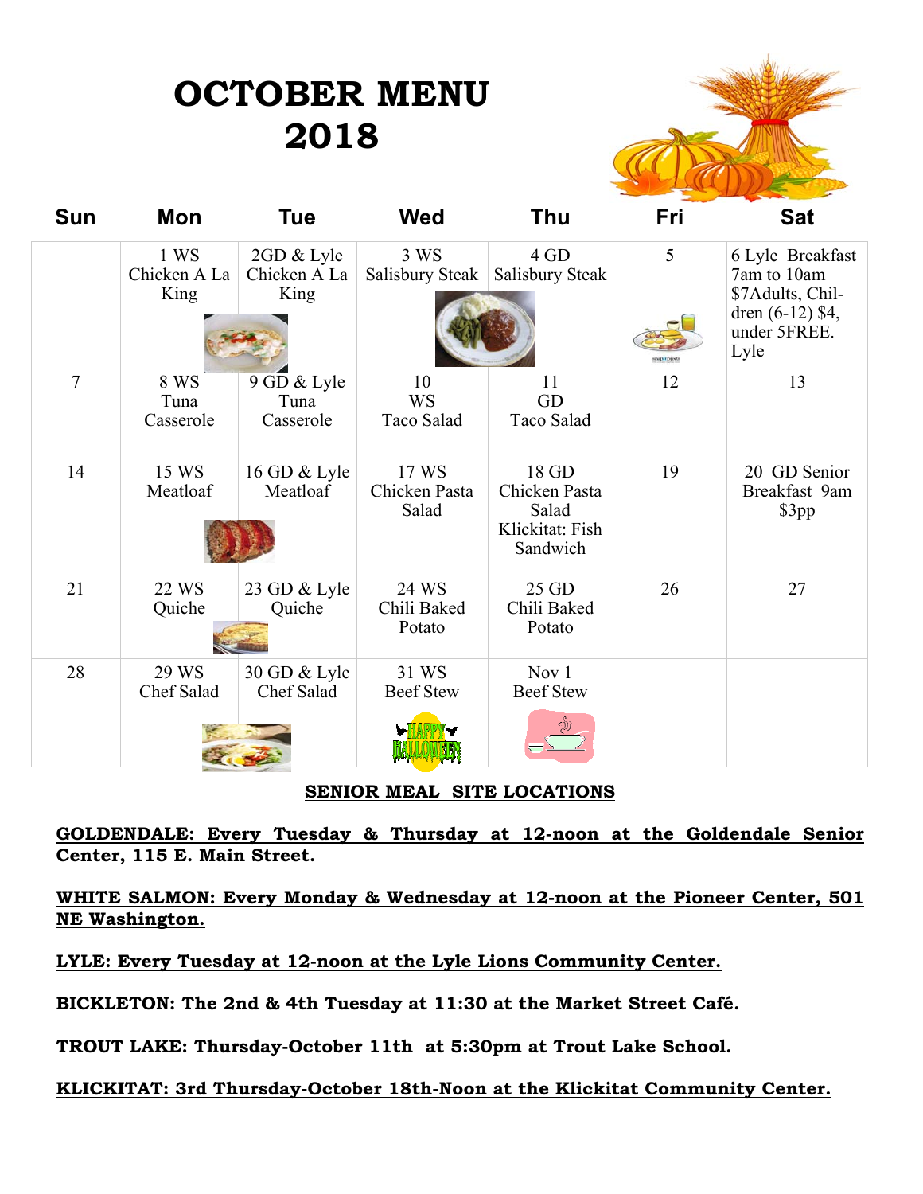# OCTOBER MENU 2018

| Sun | Mon | Tue | Wed | Thu | Fri | Sat |
|---|---|---|---|---|---|---|
| | 1 WS Chicken A La King | 2GD & Lyle Chicken A La King | 3 WS Salisbury Steak | 4 GD Salisbury Steak | 5 | 6 Lyle Breakfast 7am to 10am $7Adults, Children (6-12) $4, under 5FREE. Lyle |
| 7 | 8 WS Tuna Casserole | 9 GD & Lyle Tuna Casserole | 10 WS Taco Salad | 11 GD Taco Salad | 12 | 13 |
| 14 | 15 WS Meatloaf | 16 GD & Lyle Meatloaf | 17 WS Chicken Pasta Salad | 18 GD Chicken Pasta Salad Klickitat: Fish Sandwich | 19 | 20 GD Senior Breakfast 9am $3pp |
| 21 | 22 WS Quiche | 23 GD & Lyle Quiche | 24 WS Chili Baked Potato | 25 GD Chili Baked Potato | 26 | 27 |
| 28 | 29 WS Chef Salad | 30 GD & Lyle Chef Salad | 31 WS Beef Stew | Nov 1 Beef Stew | | |

**SENIOR MEAL SITE LOCATIONS**

**GOLDENDALE: Every Tuesday & Thursday at 12-noon at the Goldendale Senior Center, 115 E. Main Street.**

**WHITE SALMON: Every Monday & Wednesday at 12-noon at the Pioneer Center, 501 NE Washington.**

**LYLE: Every Tuesday at 12-noon at the Lyle Lions Community Center.**

**BICKLETON: The 2nd & 4th Tuesday at 11:30 at the Market Street Café.**

**TROUT LAKE: Thursday-October 11th at 5:30pm at Trout Lake School.**

**KLICKITAT: 3rd Thursday-October 18th-Noon at the Klickitat Community Center.**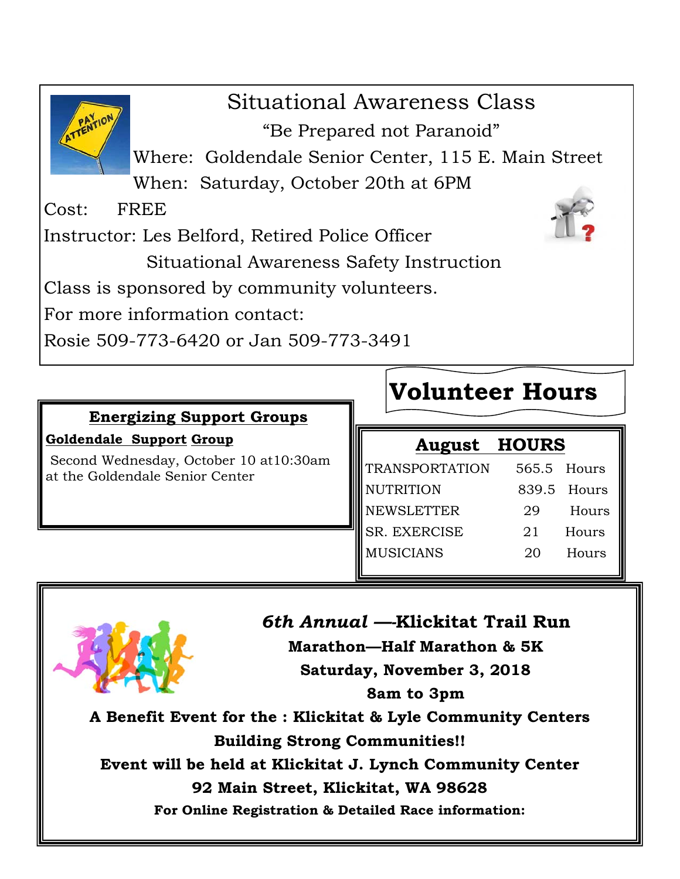## Situational Awareness Class

"Be Prepared not Paranoid"

Where: Goldendale Senior Center, 115 E. Main Street

When: Saturday, October 20th at 6PM

Cost: FREE

Instructor: Les Belford, Retired Police Officer

Situational Awareness Safety Instruction

Class is sponsored by community volunteers.

For more information contact:

Rosie 509-773-6420 or Jan 509-773-3491

## Energizing Support Groups

**Goldendale Support Group**

Second Wednesday, October 10 at10:30am at the Goldendale Senior Center

## Volunteer Hours

**August HOURS**

| | | |
|---|---|---|
| TRANSPORTATION | 565.5 | Hours |
| NUTRITION | 839.5 | Hours |
| NEWSLETTER | 29 | Hours |
| SR. EXERCISE | 21 | Hours |
| MUSICIANS | 20 | Hours |

## *6th Annual* —-Klickitat Trail Run

**Marathon—Half Marathon & 5K**

**Saturday, November 3, 2018**

**8am to 3pm**

**A Benefit Event for the : Klickitat & Lyle Community Centers**

**Building Strong Communities!!**

**Event will be held at Klickitat J. Lynch Community Center**

**92 Main Street, Klickitat, WA 98628**

**For Online Registration & Detailed Race information:**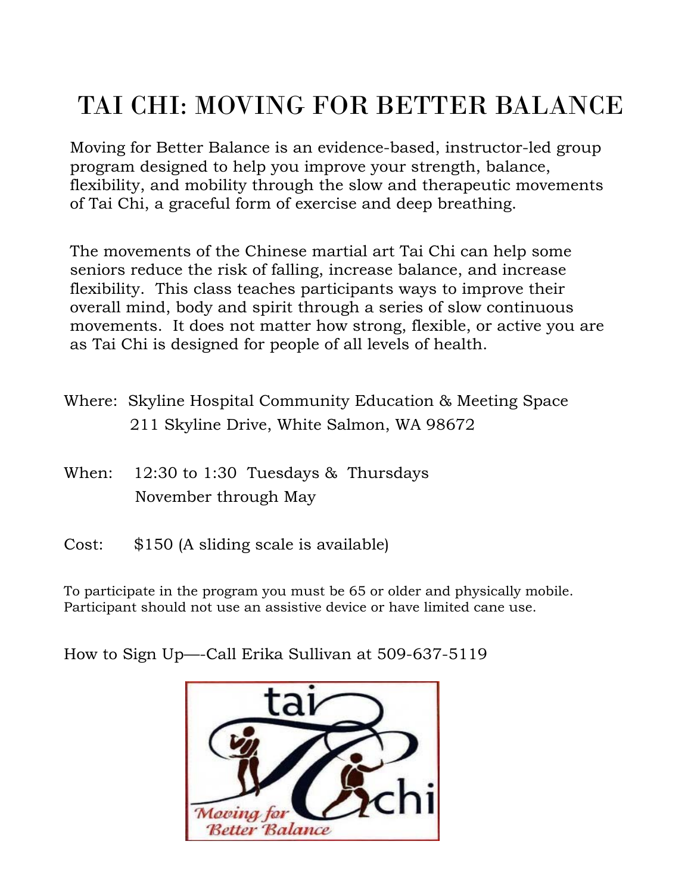# TAI CHI: MOVING FOR BETTER BALANCE

Moving for Better Balance is an evidence-based, instructor-led group program designed to help you improve your strength, balance, flexibility, and mobility through the slow and therapeutic movements of Tai Chi, a graceful form of exercise and deep breathing.

The movements of the Chinese martial art Tai Chi can help some seniors reduce the risk of falling, increase balance, and increase flexibility. This class teaches participants ways to improve their overall mind, body and spirit through a series of slow continuous movements. It does not matter how strong, flexible, or active you are as Tai Chi is designed for people of all levels of health.

Where: Skyline Hospital Community Education & Meeting Space
211 Skyline Drive, White Salmon, WA 98672

When: 12:30 to 1:30 Tuesdays & Thursdays
November through May

Cost: $150 (A sliding scale is available)

To participate in the program you must be 65 or older and physically mobile. Participant should not use an assistive device or have limited cane use.

How to Sign Up—-Call Erika Sullivan at 509-637-5119

tai chi
Moving for Better Balance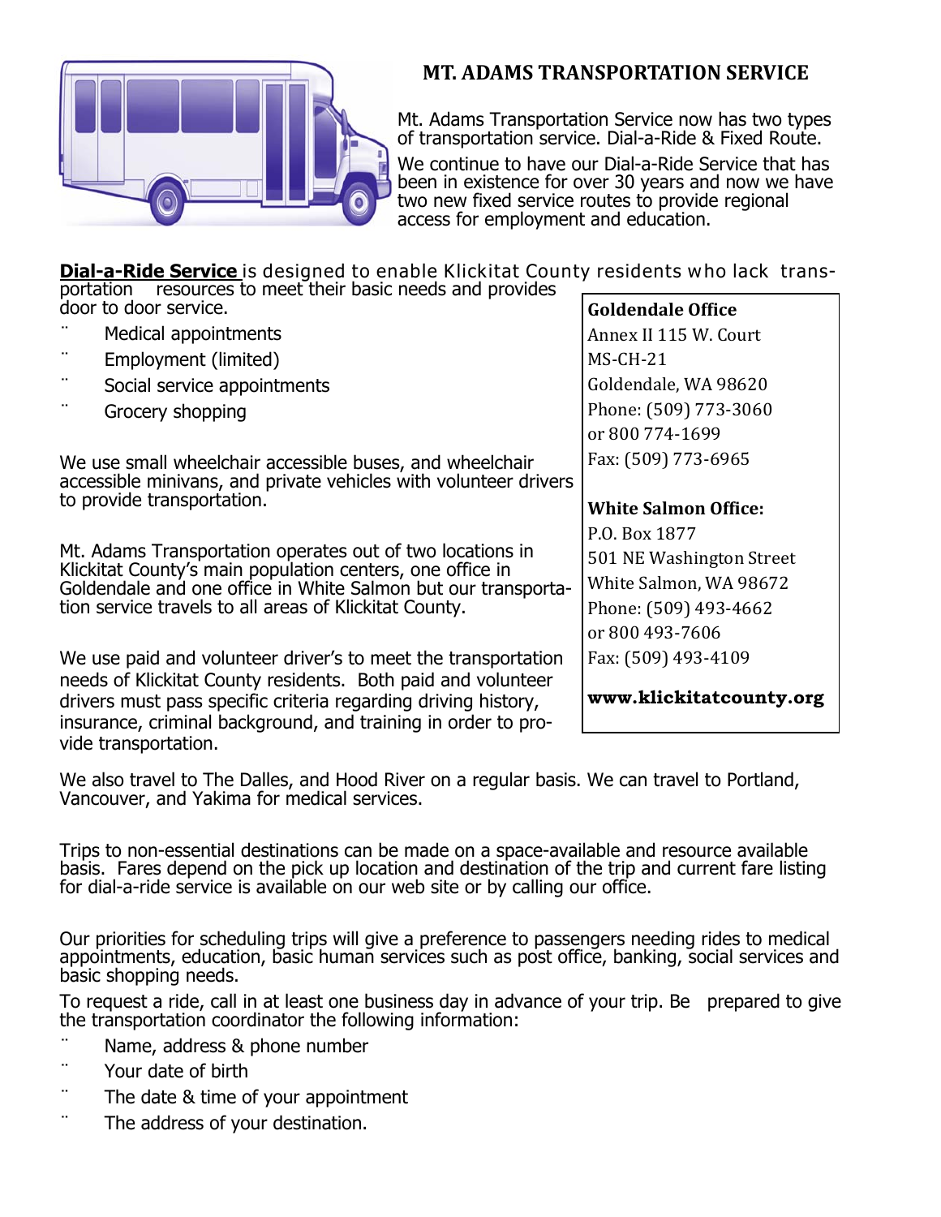## MT. ADAMS TRANSPORTATION SERVICE

Mt. Adams Transportation Service now has two types of transportation service. Dial-a-Ride & Fixed Route. We continue to have our Dial-a-Ride Service that has been in existence for over 30 years and now we have two new fixed service routes to provide regional access for employment and education.

**Dial-a-Ride Service** is designed to enable Klickitat County residents who lack transportation resources to meet their basic needs and provides door to door service.

- Medical appointments
- Employment (limited)
- Social service appointments
- Grocery shopping

We use small wheelchair accessible buses, and wheelchair accessible minivans, and private vehicles with volunteer drivers to provide transportation.

Mt. Adams Transportation operates out of two locations in Klickitat County's main population centers, one office in Goldendale and one office in White Salmon but our transportation service travels to all areas of Klickitat County.

We use paid and volunteer driver's to meet the transportation needs of Klickitat County residents. Both paid and volunteer drivers must pass specific criteria regarding driving history, insurance, criminal background, and training in order to provide transportation.

**Goldendale Office**
Annex II 115 W. Court
MS-CH-21
Goldendale, WA 98620
Phone: (509) 773-3060
or 800 774-1699
Fax: (509) 773-6965

**White Salmon Office:**
P.O. Box 1877
501 NE Washington Street
White Salmon, WA 98672
Phone: (509) 493-4662
or 800 493-7606
Fax: (509) 493-4109

**www.klickitatcounty.org**

We also travel to The Dalles, and Hood River on a regular basis. We can travel to Portland, Vancouver, and Yakima for medical services.

Trips to non-essential destinations can be made on a space-available and resource available basis. Fares depend on the pick up location and destination of the trip and current fare listing for dial-a-ride service is available on our web site or by calling our office.

Our priorities for scheduling trips will give a preference to passengers needing rides to medical appointments, education, basic human services such as post office, banking, social services and basic shopping needs.

To request a ride, call in at least one business day in advance of your trip. Be prepared to give the transportation coordinator the following information:

- Name, address & phone number
- Your date of birth
- The date & time of your appointment
- The address of your destination.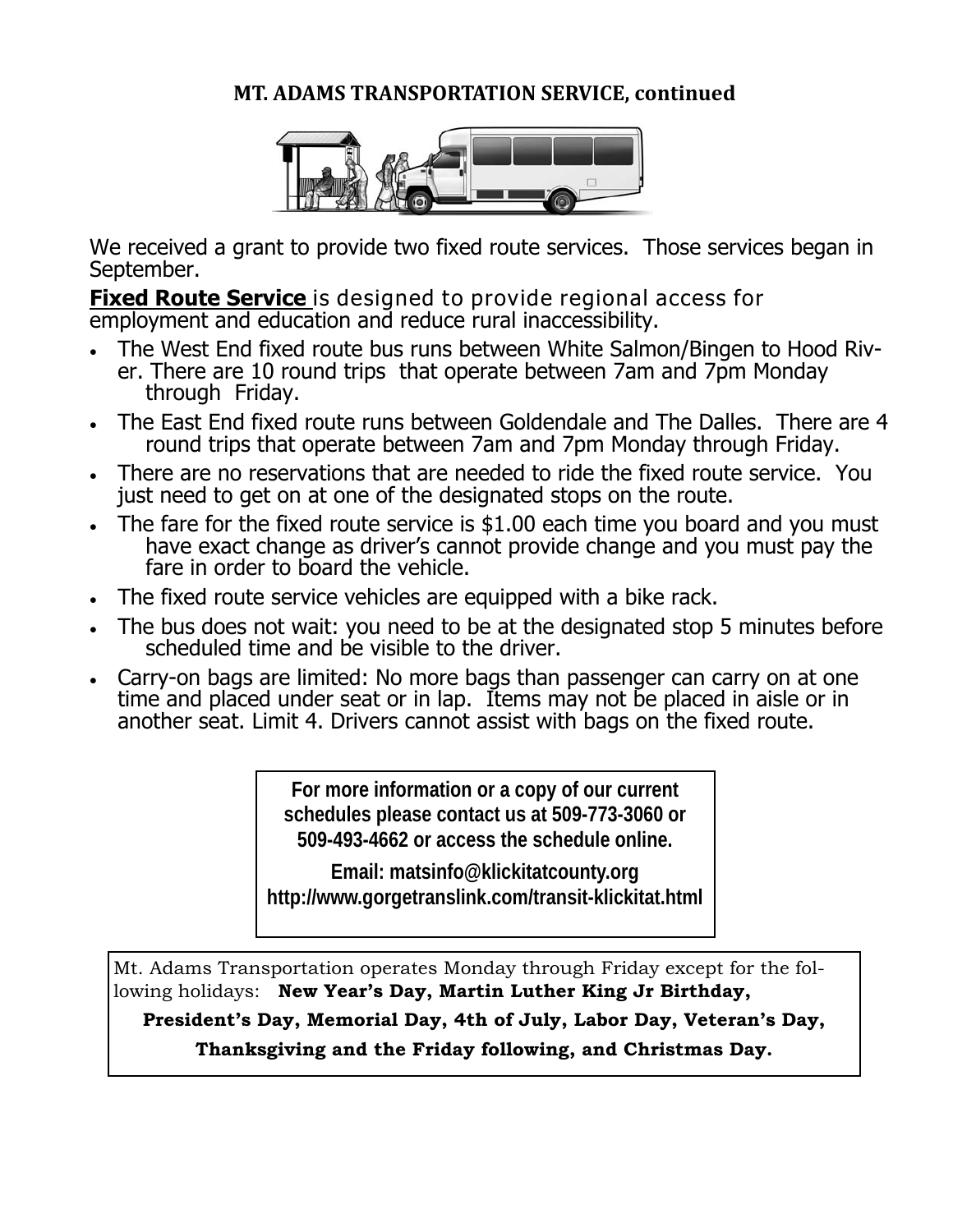**MT. ADAMS TRANSPORTATION SERVICE, continued**

We received a grant to provide two fixed route services. Those services began in September.

**Fixed Route Service** is designed to provide regional access for employment and education and reduce rural inaccessibility.

- The West End fixed route bus runs between White Salmon/Bingen to Hood River. There are 10 round trips that operate between 7am and 7pm Monday through Friday.
- The East End fixed route runs between Goldendale and The Dalles. There are 4 round trips that operate between 7am and 7pm Monday through Friday.
- There are no reservations that are needed to ride the fixed route service. You just need to get on at one of the designated stops on the route.
- The fare for the fixed route service is $1.00 each time you board and you must have exact change as driver's cannot provide change and you must pay the fare in order to board the vehicle.
- The fixed route service vehicles are equipped with a bike rack.
- The bus does not wait: you need to be at the designated stop 5 minutes before scheduled time and be visible to the driver.
- Carry-on bags are limited: No more bags than passenger can carry on at one time and placed under seat or in lap. Items may not be placed in aisle or in another seat. Limit 4. Drivers cannot assist with bags on the fixed route.

**For more information or a copy of our current schedules please contact us at 509-773-3060 or 509-493-4662 or access the schedule online.**

**Email: matsinfo@klickitatcounty.org**
**http://www.gorgetranslink.com/transit-klickitat.html**

Mt. Adams Transportation operates Monday through Friday except for the following holidays: **New Year's Day, Martin Luther King Jr Birthday, President's Day, Memorial Day, 4th of July, Labor Day, Veteran's Day, Thanksgiving and the Friday following, and Christmas Day.**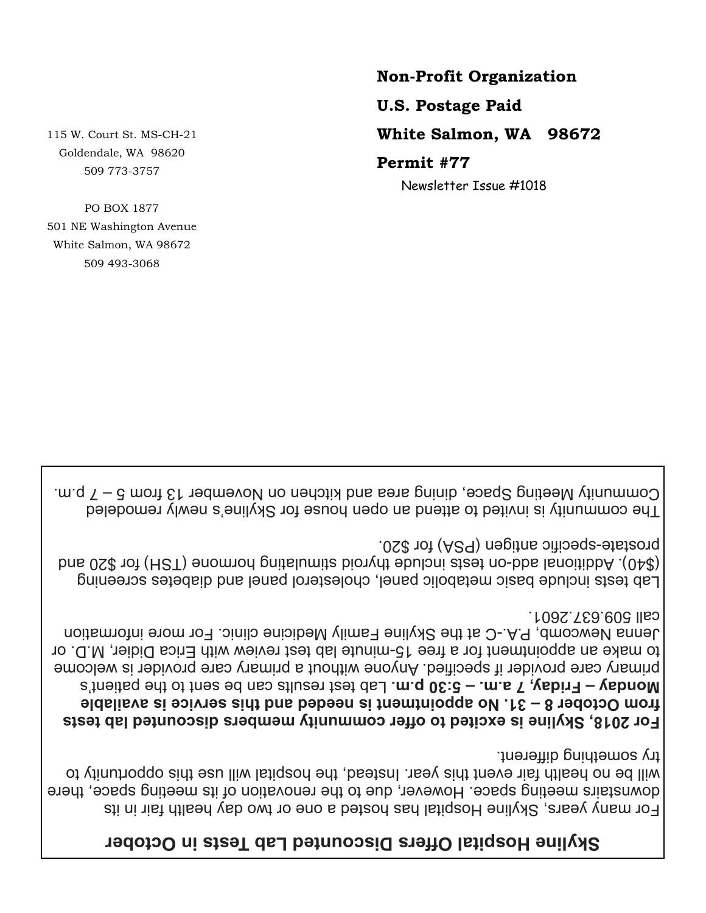115 W. Court St. MS-CH-21
Goldendale, WA 98620
509 773-3757

PO BOX 1877
501 NE Washington Avenue
White Salmon, WA 98672
509 493-3068

**Non-Profit Organization**

**U.S. Postage Paid**

**White Salmon, WA 98672**

**Permit #77**

Newsletter Issue #1018

## Skyline Hospital Offers Discounted Lab Tests in October

For many years, Skyline Hospital has hosted a one or two day health fair in its downstairs meeting space. However, due to the renovation of its meeting space, there will be no health fair event this year. Instead, the hospital will use this opportunity to try something different.

**For 2018, Skyline is excited to offer community members discounted lab tests from October 8 – 31. No appointment is needed and this service is available Monday – Friday, 7 a.m. – 5:30 p.m.** Lab test results can be sent to the patient's primary care provider if specified. Anyone without a primary care provider is welcome to make an appointment for a free 15-minute lab test review with Erica Didier, M.D. or Jenna Newcomb, P.A.-C at the Skyline Family Medicine clinic. For more information call 509.637.2601.

Lab tests include basic metabolic panel, cholesterol panel and diabetes screening ($40). Additional add-on tests include thyroid stimulating hormone (TSH) for $20 and prostate-specific antigen (PSA) for $20.

The community is invited to attend an open house for Skyline's newly remodeled Community Meeting Space, dining area and kitchen on November 13 from 5 – 7 p.m.